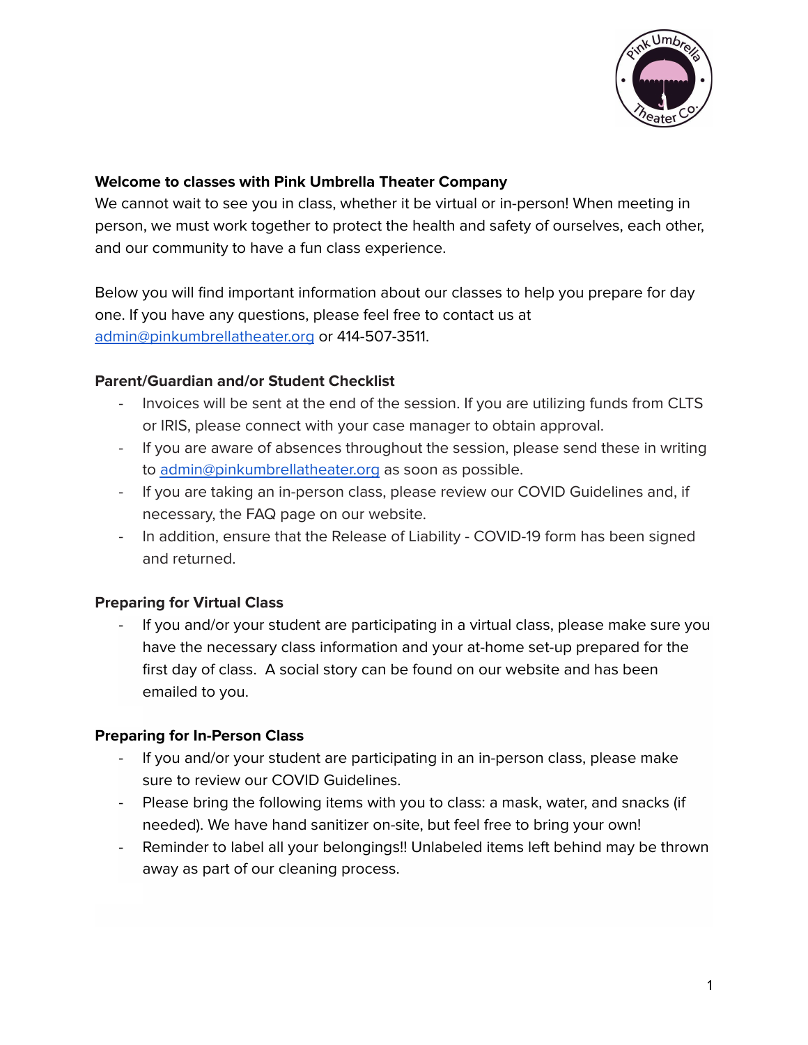**Welcome to classes with Pink Umbrella Theater Company**

We cannot wait to see you in class, whether it be virtual or in-person! When meeting in person, we must work together to protect the health and safety of ourselves, each other, and our community to have a fun class experience.

Below you will find important information about our classes to help you prepare for day one. If you have any questions, please feel free to contact us at admin@pinkumbrellatheater.org or 414-507-3511.

**Parent/Guardian and/or Student Checklist**

- Invoices will be sent at the end of the session. If you are utilizing funds from CLTS or IRIS, please connect with your case manager to obtain approval.
- If you are aware of absences throughout the session, please send these in writing to admin@pinkumbrellatheater.org as soon as possible.
- If you are taking an in-person class, please review our COVID Guidelines and, if necessary, the FAQ page on our website.
- In addition, ensure that the Release of Liability - COVID-19 form has been signed and returned.

**Preparing for Virtual Class**

- If you and/or your student are participating in a virtual class, please make sure you have the necessary class information and your at-home set-up prepared for the first day of class. A social story can be found on our website and has been emailed to you.

**Preparing for In-Person Class**

- If you and/or your student are participating in an in-person class, please make sure to review our COVID Guidelines.
- Please bring the following items with you to class: a mask, water, and snacks (if needed). We have hand sanitizer on-site, but feel free to bring your own!
- Reminder to label all your belongings!! Unlabeled items left behind may be thrown away as part of our cleaning process.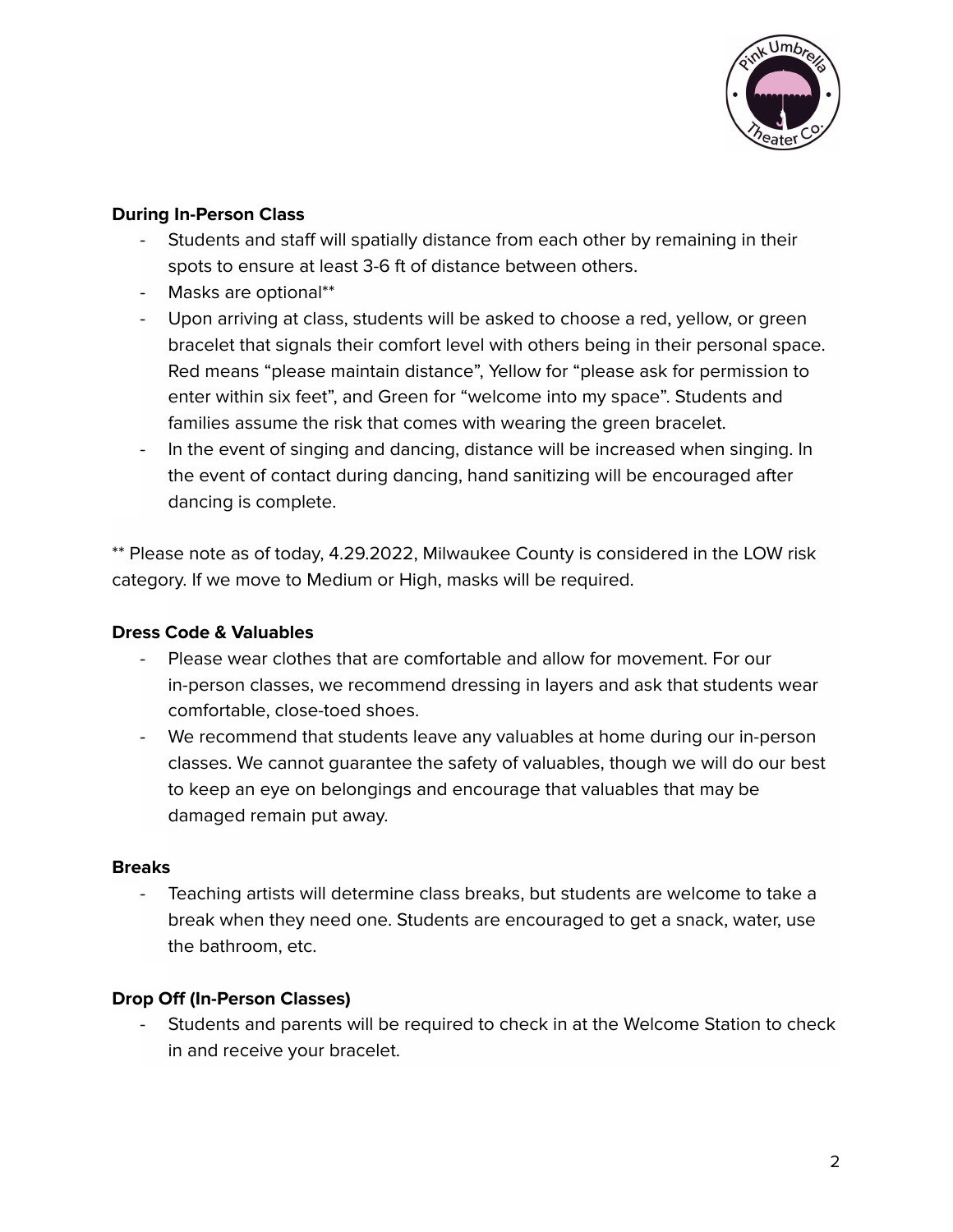**During In-Person Class**

- Students and staff will spatially distance from each other by remaining in their spots to ensure at least 3-6 ft of distance between others.
- Masks are optional**
- Upon arriving at class, students will be asked to choose a red, yellow, or green bracelet that signals their comfort level with others being in their personal space. Red means "please maintain distance", Yellow for "please ask for permission to enter within six feet", and Green for "welcome into my space". Students and families assume the risk that comes with wearing the green bracelet.
- In the event of singing and dancing, distance will be increased when singing. In the event of contact during dancing, hand sanitizing will be encouraged after dancing is complete.

** Please note as of today, 4.29.2022, Milwaukee County is considered in the LOW risk category. If we move to Medium or High, masks will be required.

**Dress Code & Valuables**

- Please wear clothes that are comfortable and allow for movement. For our in-person classes, we recommend dressing in layers and ask that students wear comfortable, close-toed shoes.
- We recommend that students leave any valuables at home during our in-person classes. We cannot guarantee the safety of valuables, though we will do our best to keep an eye on belongings and encourage that valuables that may be damaged remain put away.

**Breaks**

- Teaching artists will determine class breaks, but students are welcome to take a break when they need one. Students are encouraged to get a snack, water, use the bathroom, etc.

**Drop Off (In-Person Classes)**

- Students and parents will be required to check in at the Welcome Station to check in and receive your bracelet.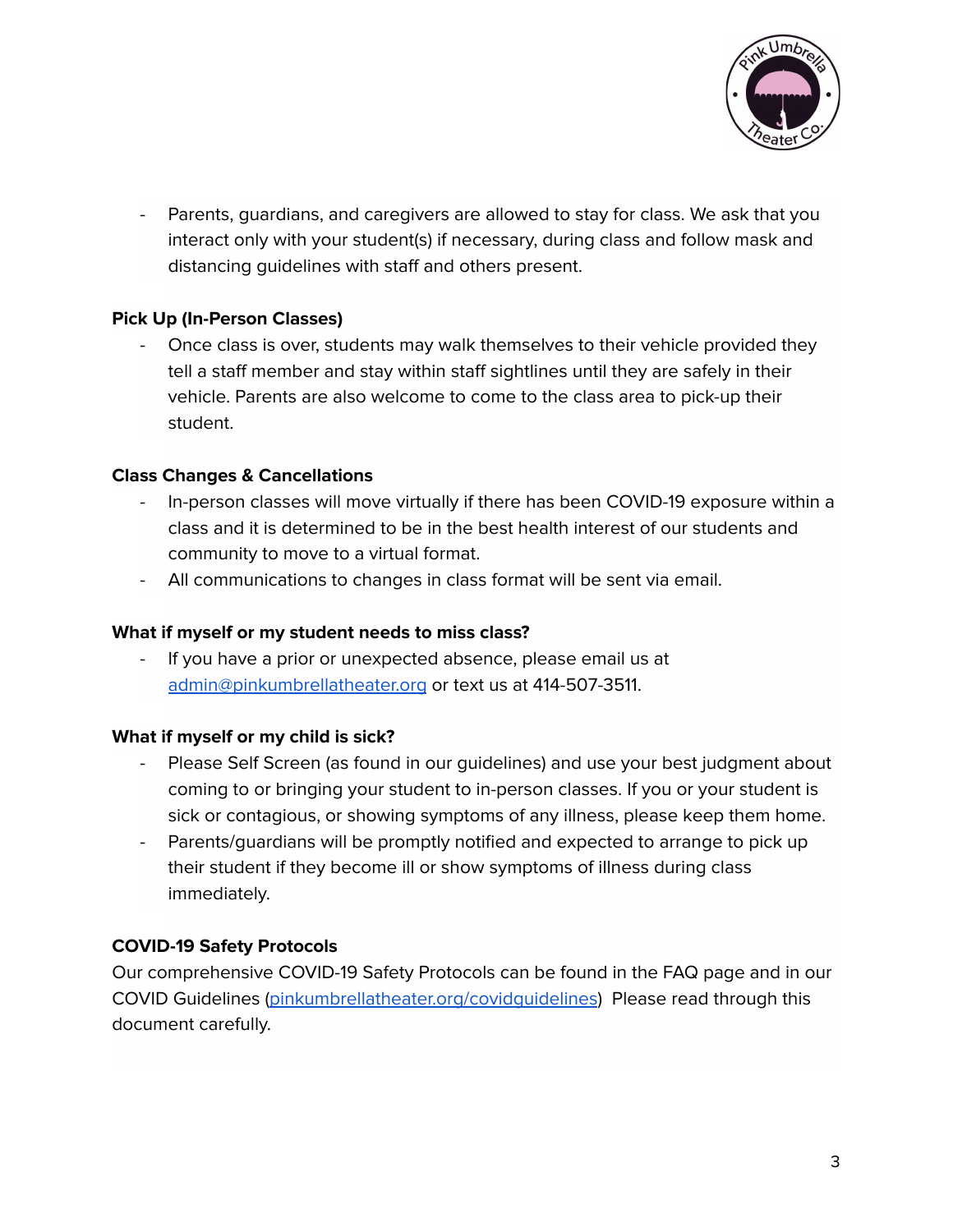- Parents, guardians, and caregivers are allowed to stay for class. We ask that you interact only with your student(s) if necessary, during class and follow mask and distancing guidelines with staff and others present.

**Pick Up (In-Person Classes)**

- Once class is over, students may walk themselves to their vehicle provided they tell a staff member and stay within staff sightlines until they are safely in their vehicle. Parents are also welcome to come to the class area to pick-up their student.

**Class Changes & Cancellations**

- In-person classes will move virtually if there has been COVID-19 exposure within a class and it is determined to be in the best health interest of our students and community to move to a virtual format.
- All communications to changes in class format will be sent via email.

**What if myself or my student needs to miss class?**

- If you have a prior or unexpected absence, please email us at [admin@pinkumbrellatheater.org](mailto:admin@pinkumbrellatheater.org) or text us at 414-507-3511.

**What if myself or my child is sick?**

- Please Self Screen (as found in our guidelines) and use your best judgment about coming to or bringing your student to in-person classes. If you or your student is sick or contagious, or showing symptoms of any illness, please keep them home.
- Parents/guardians will be promptly notified and expected to arrange to pick up their student if they become ill or show symptoms of illness during class immediately.

**COVID-19 Safety Protocols**

Our comprehensive COVID-19 Safety Protocols can be found in the FAQ page and in our COVID Guidelines ([pinkumbrellatheater.org/covidguidelines](https://pinkumbrellatheater.org/covidguidelines)) Please read through this document carefully.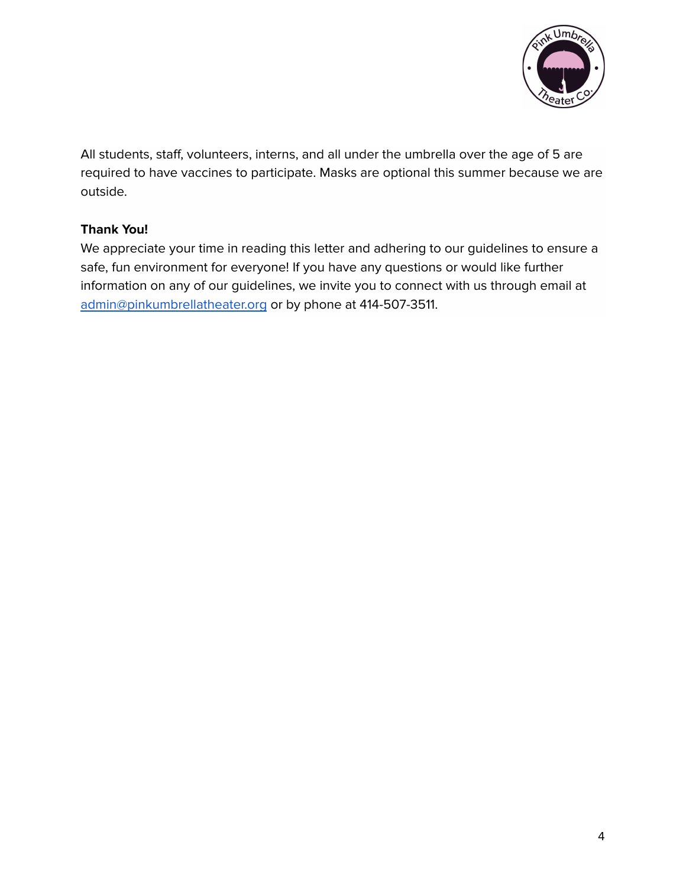All students, staff, volunteers, interns, and all under the umbrella over the age of 5 are required to have vaccines to participate. Masks are optional this summer because we are outside.

**Thank You!**

We appreciate your time in reading this letter and adhering to our guidelines to ensure a safe, fun environment for everyone! If you have any questions or would like further information on any of our guidelines, we invite you to connect with us through email at admin@pinkumbrellatheater.org or by phone at 414-507-3511.